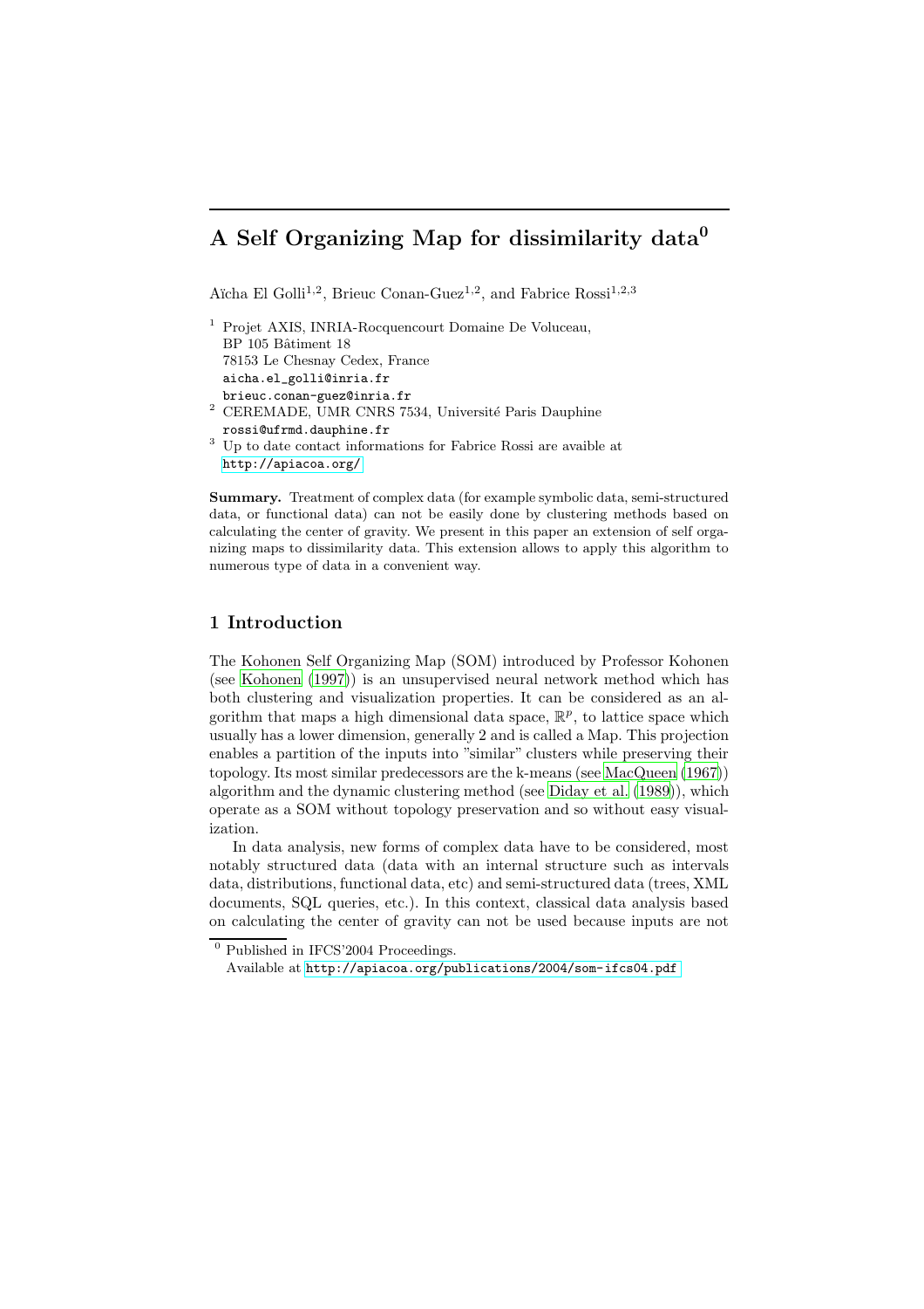# A Self Organizing Map for dissimilarity data[0]

Aïcha El Golli[1,2], Brieuc Conan-Guez[1,2], and Fabrice Rossi[1,2,3]

[1] Projet AXIS, INRIA-Rocquencourt Domaine De Voluceau, BP 105 Bâtiment 18 78153 Le Chesnay Cedex, France
aicha.el_golli@inria.fr
brieuc.conan-guez@inria.fr

[2] CEREMADE, UMR CNRS 7534, Université Paris Dauphine
rossi@ufrmd.dauphine.fr

[3] Up to date contact informations for Fabrice Rossi are avaible at http://apiacoa.org/

**Summary.** Treatment of complex data (for example symbolic data, semi-structured data, or functional data) can not be easily done by clustering methods based on calculating the center of gravity. We present in this paper an extension of self organizing maps to dissimilarity data. This extension allows to apply this algorithm to numerous type of data in a convenient way.

## 1 Introduction

The Kohonen Self Organizing Map (SOM) introduced by Professor Kohonen (see Kohonen (1997)) is an unsupervised neural network method which has both clustering and visualization properties. It can be considered as an algorithm that maps a high dimensional data space, $\mathbb{R}^p$, to lattice space which usually has a lower dimension, generally 2 and is called a Map. This projection enables a partition of the inputs into "similar" clusters while preserving their topology. Its most similar predecessors are the k-means (see MacQueen (1967)) algorithm and the dynamic clustering method (see Diday et al. (1989)), which operate as a SOM without topology preservation and so without easy visualization.

In data analysis, new forms of complex data have to be considered, most notably structured data (data with an internal structure such as intervals data, distributions, functional data, etc) and semi-structured data (trees, XML documents, SQL queries, etc.). In this context, classical data analysis based on calculating the center of gravity can not be used because inputs are not

[0] Published in IFCS'2004 Proceedings.
Available at http://apiacoa.org/publications/2004/som-ifcs04.pdf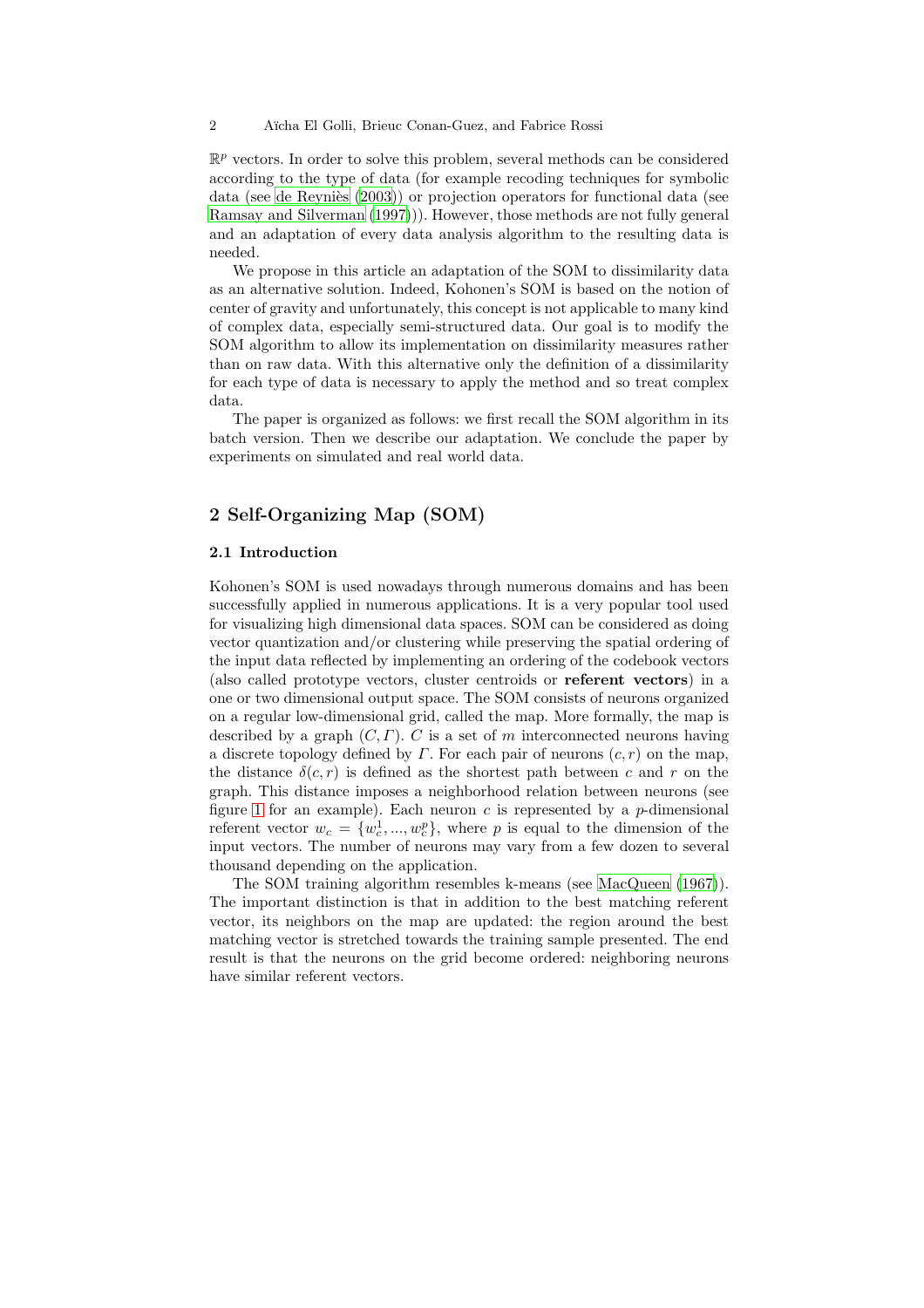$\mathbb{R}^p$ vectors. In order to solve this problem, several methods can be considered according to the type of data (for example recoding techniques for symbolic data (see de Reyniès (2003)) or projection operators for functional data (see Ramsay and Silverman (1997))). However, those methods are not fully general and an adaptation of every data analysis algorithm to the resulting data is needed.

We propose in this article an adaptation of the SOM to dissimilarity data as an alternative solution. Indeed, Kohonen's SOM is based on the notion of center of gravity and unfortunately, this concept is not applicable to many kind of complex data, especially semi-structured data. Our goal is to modify the SOM algorithm to allow its implementation on dissimilarity measures rather than on raw data. With this alternative only the definition of a dissimilarity for each type of data is necessary to apply the method and so treat complex data.

The paper is organized as follows: we first recall the SOM algorithm in its batch version. Then we describe our adaptation. We conclude the paper by experiments on simulated and real world data.

## 2 Self-Organizing Map (SOM)

### 2.1 Introduction

Kohonen's SOM is used nowadays through numerous domains and has been successfully applied in numerous applications. It is a very popular tool used for visualizing high dimensional data spaces. SOM can be considered as doing vector quantization and/or clustering while preserving the spatial ordering of the input data reflected by implementing an ordering of the codebook vectors (also called prototype vectors, cluster centroids or **referent vectors**) in a one or two dimensional output space. The SOM consists of neurons organized on a regular low-dimensional grid, called the map. More formally, the map is described by a graph $(C, \Gamma)$. $C$ is a set of $m$ interconnected neurons having a discrete topology defined by $\Gamma$. For each pair of neurons $(c, r)$ on the map, the distance $\delta(c, r)$ is defined as the shortest path between $c$ and $r$ on the graph. This distance imposes a neighborhood relation between neurons (see figure 1 for an example). Each neuron $c$ is represented by a $p$-dimensional referent vector $w_c = \{w_c^1, ..., w_c^p\}$, where $p$ is equal to the dimension of the input vectors. The number of neurons may vary from a few dozen to several thousand depending on the application.

The SOM training algorithm resembles k-means (see MacQueen (1967)). The important distinction is that in addition to the best matching referent vector, its neighbors on the map are updated: the region around the best matching vector is stretched towards the training sample presented. The end result is that the neurons on the grid become ordered: neighboring neurons have similar referent vectors.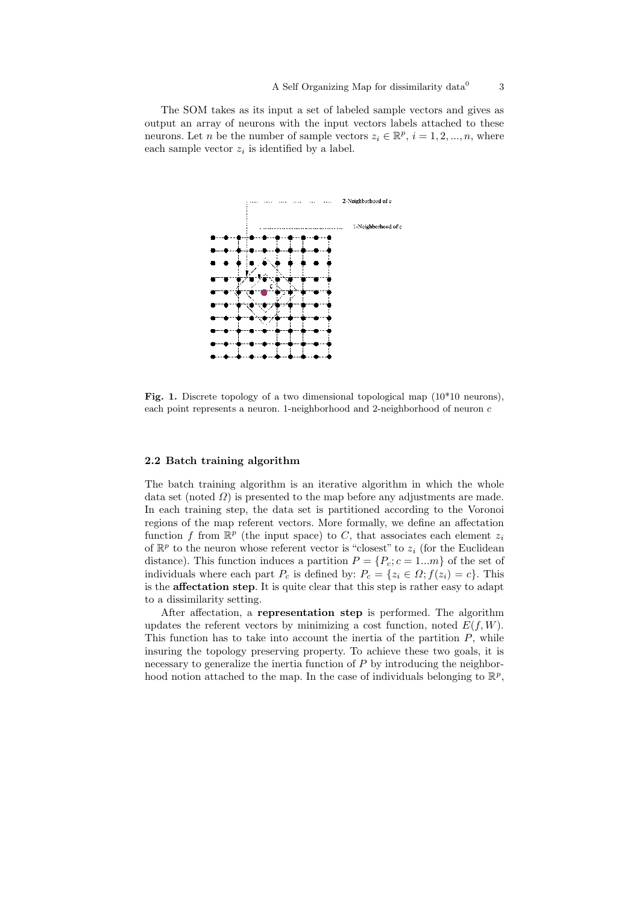The SOM takes as its input a set of labeled sample vectors and gives as output an array of neurons with the input vectors labels attached to these neurons. Let $n$ be the number of sample vectors $z_i \in \mathbb{R}^p$, $i = 1, 2, ..., n$, where each sample vector $z_i$ is identified by a label.

**Fig. 1.** Discrete topology of a two dimensional topological map (10*10 neurons), each point represents a neuron. 1-neighborhood and 2-neighborhood of neuron $c$

### 2.2 Batch training algorithm

The batch training algorithm is an iterative algorithm in which the whole data set (noted $\Omega$) is presented to the map before any adjustments are made. In each training step, the data set is partitioned according to the Voronoi regions of the map referent vectors. More formally, we define an affectation function $f$ from $\mathbb{R}^p$ (the input space) to $C$, that associates each element $z_i$ of $\mathbb{R}^p$ to the neuron whose referent vector is "closest" to $z_i$ (for the Euclidean distance). This function induces a partition $P = \{P_c; c = 1...m\}$ of the set of individuals where each part $P_c$ is defined by: $P_c = \{z_i \in \Omega; f(z_i) = c\}$. This is the **affectation step**. It is quite clear that this step is rather easy to adapt to a dissimilarity setting.

After affectation, a **representation step** is performed. The algorithm updates the referent vectors by minimizing a cost function, noted $E(f, W)$. This function has to take into account the inertia of the partition $P$, while insuring the topology preserving property. To achieve these two goals, it is necessary to generalize the inertia function of $P$ by introducing the neighborhood notion attached to the map. In the case of individuals belonging to $\mathbb{R}^p$,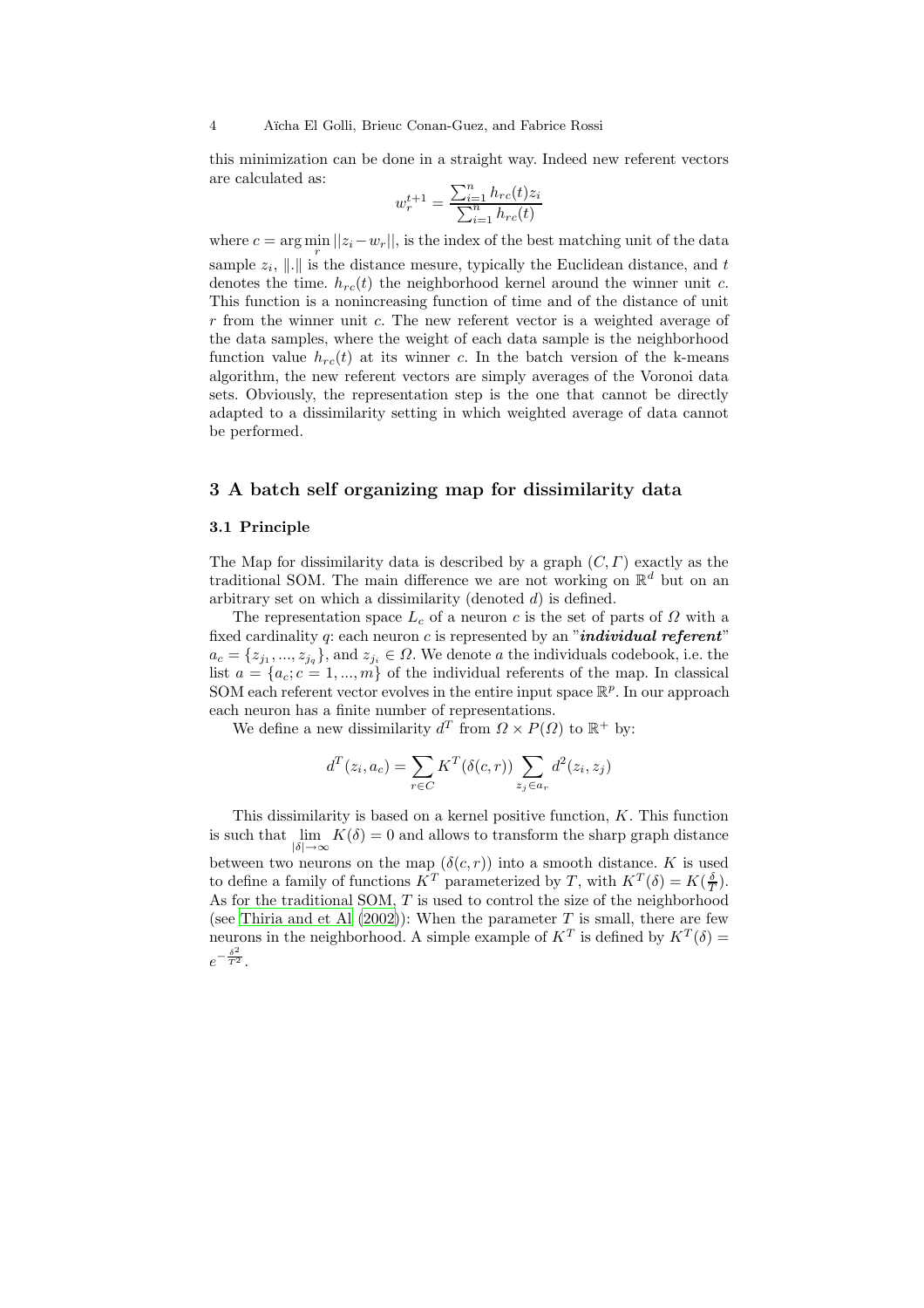this minimization can be done in a straight way. Indeed new referent vectors are calculated as:

$$w_r^{t+1} = \frac{\sum_{i=1}^{n} h_{rc}(t) z_i}{\sum_{i=1}^{n} h_{rc}(t)}$$

where $c = \arg\min_r ||z_i - w_r||$, is the index of the best matching unit of the data sample $z_i$, $\|.\|$ is the distance mesure, typically the Euclidean distance, and $t$ denotes the time. $h_{rc}(t)$ the neighborhood kernel around the winner unit $c$. This function is a nonincreasing function of time and of the distance of unit $r$ from the winner unit $c$. The new referent vector is a weighted average of the data samples, where the weight of each data sample is the neighborhood function value $h_{rc}(t)$ at its winner $c$. In the batch version of the k-means algorithm, the new referent vectors are simply averages of the Voronoi data sets. Obviously, the representation step is the one that cannot be directly adapted to a dissimilarity setting in which weighted average of data cannot be performed.

## 3 A batch self organizing map for dissimilarity data

### 3.1 Principle

The Map for dissimilarity data is described by a graph $(C, \Gamma)$ exactly as the traditional SOM. The main difference we are not working on $\mathbb{R}^d$ but on an arbitrary set on which a dissimilarity (denoted $d$) is defined.

The representation space $L_c$ of a neuron $c$ is the set of parts of $\Omega$ with a fixed cardinality $q$: each neuron $c$ is represented by an "***individual referent***" $a_c = \{z_{j_1}, ..., z_{j_q}\}$, and $z_{j_i} \in \Omega$. We denote $a$ the individuals codebook, i.e. the list $a = \{a_c; c = 1, ..., m\}$ of the individual referents of the map. In classical SOM each referent vector evolves in the entire input space $\mathbb{R}^p$. In our approach each neuron has a finite number of representations.

We define a new dissimilarity $d^T$ from $\Omega \times P(\Omega)$ to $\mathbb{R}^+$ by:

$$d^T(z_i, a_c) = \sum_{r \in C} K^T(\delta(c, r)) \sum_{z_j \in a_r} d^2(z_i, z_j)$$

This dissimilarity is based on a kernel positive function, $K$. This function is such that $\lim_{|\delta| \to \infty} K(\delta) = 0$ and allows to transform the sharp graph distance between two neurons on the map $(\delta(c, r))$ into a smooth distance. $K$ is used to define a family of functions $K^T$ parameterized by $T$, with $K^T(\delta) = K(\frac{\delta}{T})$. As for the traditional SOM, $T$ is used to control the size of the neighborhood (see Thiria and et Al (2002)): When the parameter $T$ is small, there are few neurons in the neighborhood. A simple example of $K^T$ is defined by $K^T(\delta) = e^{-\frac{\delta^2}{T^2}}$.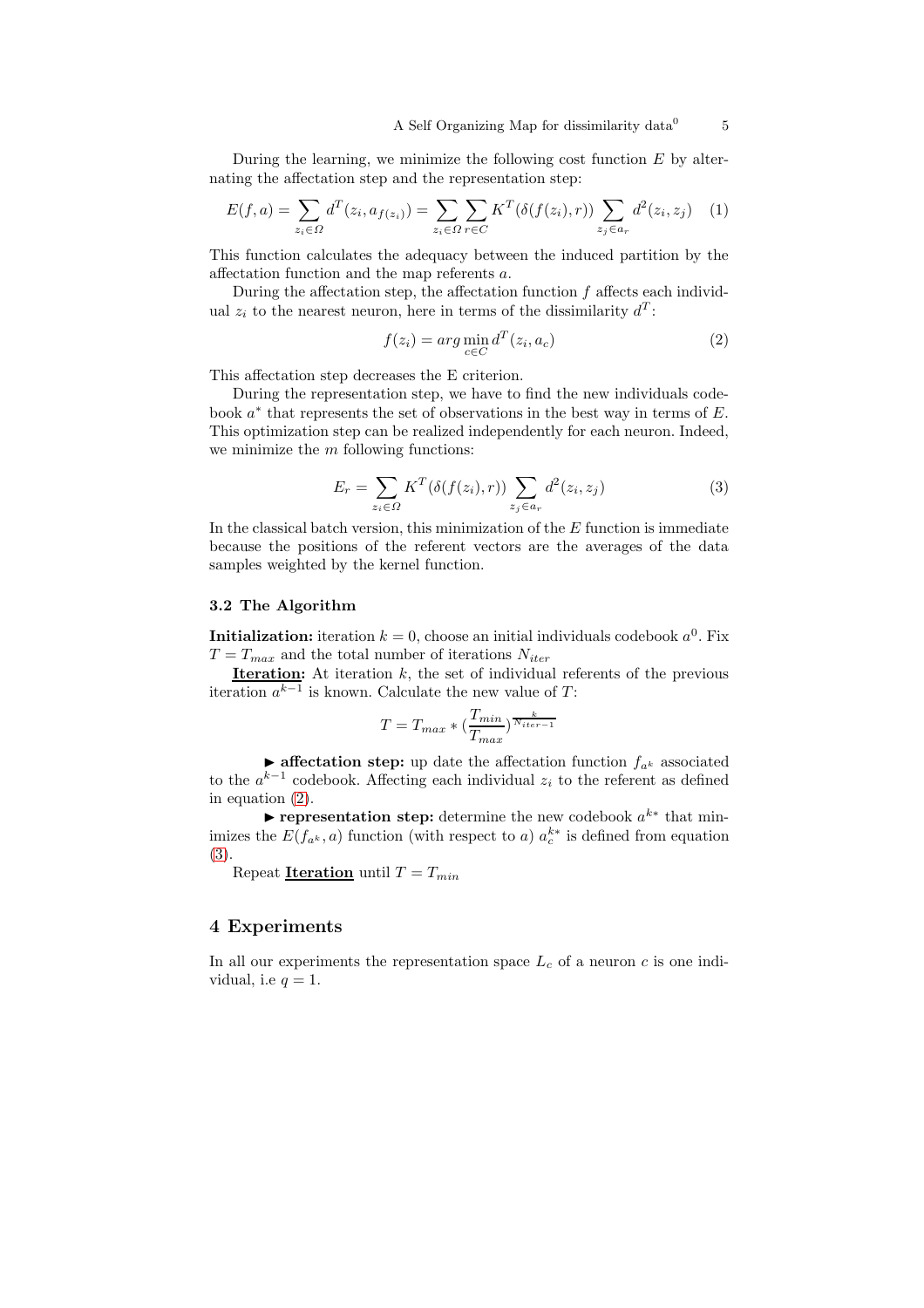During the learning, we minimize the following cost function $E$ by alternating the affectation step and the representation step:

$$E(f,a) = \sum_{z_i \in \Omega} d^T(z_i, a_{f(z_i)}) = \sum_{z_i \in \Omega} \sum_{r \in C} K^T(\delta(f(z_i), r)) \sum_{z_j \in a_r} d^2(z_i, z_j) \quad (1)$$

This function calculates the adequacy between the induced partition by the affectation function and the map referents $a$.

During the affectation step, the affectation function $f$ affects each individual $z_i$ to the nearest neuron, here in terms of the dissimilarity $d^T$:

$$f(z_i) = arg \min_{c \in C} d^T(z_i, a_c) \quad (2)$$

This affectation step decreases the E criterion.

During the representation step, we have to find the new individuals codebook $a^*$ that represents the set of observations in the best way in terms of $E$. This optimization step can be realized independently for each neuron. Indeed, we minimize the $m$ following functions:

$$E_r = \sum_{z_i \in \Omega} K^T(\delta(f(z_i), r)) \sum_{z_j \in a_r} d^2(z_i, z_j) \quad (3)$$

In the classical batch version, this minimization of the $E$ function is immediate because the positions of the referent vectors are the averages of the data samples weighted by the kernel function.

### 3.2 The Algorithm

**Initialization:** iteration $k = 0$, choose an initial individuals codebook $a^0$. Fix $T = T_{max}$ and the total number of iterations $N_{iter}$

**Iteration:** At iteration $k$, the set of individual referents of the previous iteration $a^{k-1}$ is known. Calculate the new value of $T$:

$$T = T_{max} * (\frac{T_{min}}{T_{max}})^{\frac{k}{N_{iter-1}}}$$

▶ **affectation step:** up date the affectation function $f_{a^k}$ associated to the $a^{k-1}$ codebook. Affecting each individual $z_i$ to the referent as defined in equation (2).

▶ **representation step:** determine the new codebook $a^{k*}$ that minimizes the $E(f_{a^k}, a)$ function (with respect to $a$) $a_c^{k*}$ is defined from equation (3).

Repeat **Iteration** until $T = T_{min}$

## 4 Experiments

In all our experiments the representation space $L_c$ of a neuron $c$ is one individual, i.e $q = 1$.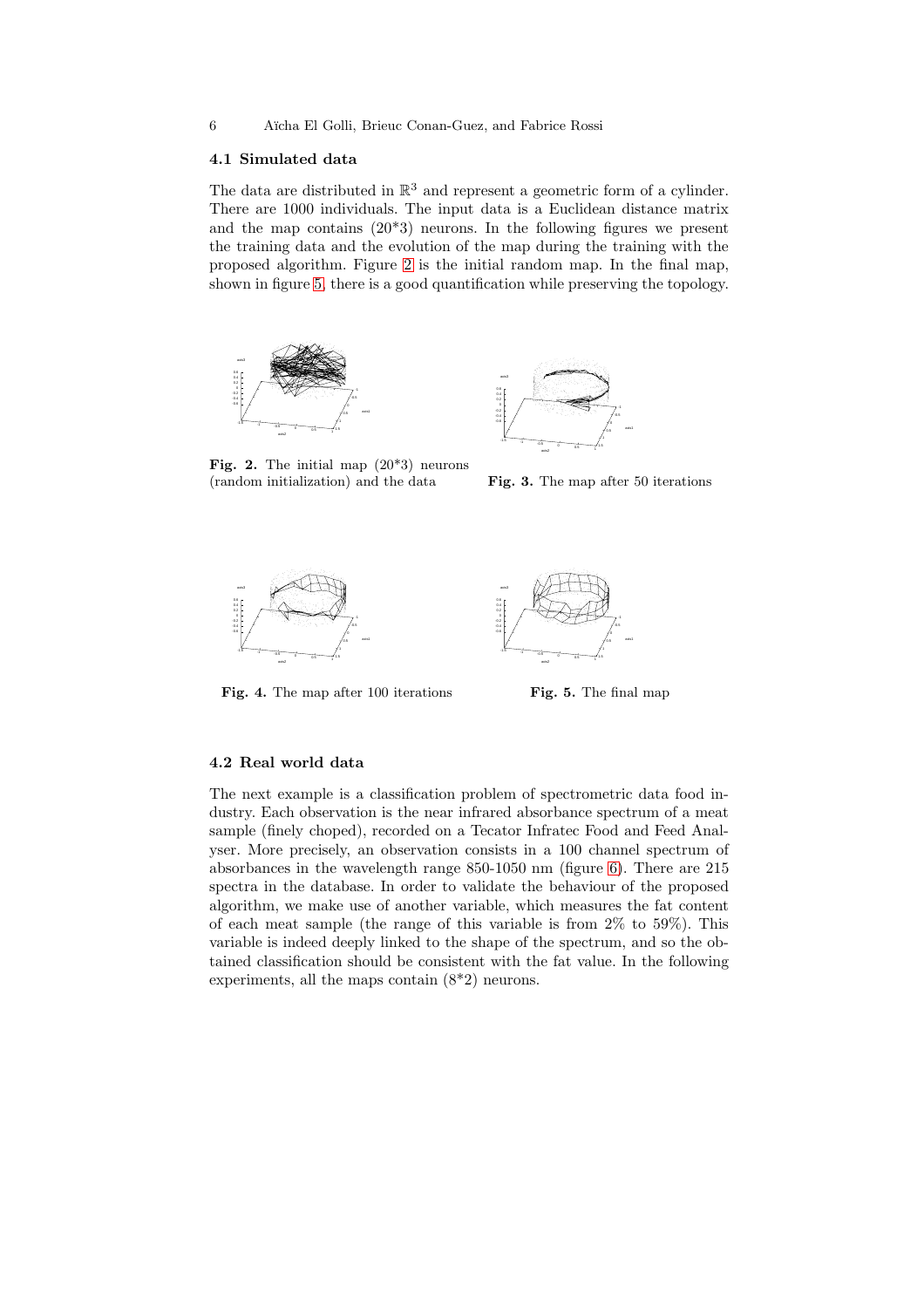### 4.1 Simulated data

The data are distributed in $\mathbb{R}^3$ and represent a geometric form of a cylinder. There are 1000 individuals. The input data is a Euclidean distance matrix and the map contains (20*3) neurons. In the following figures we present the training data and the evolution of the map during the training with the proposed algorithm. Figure 2 is the initial random map. In the final map, shown in figure 5, there is a good quantification while preserving the topology.

**Fig. 2.** The initial map (20*3) neurons (random initialization) and the data

**Fig. 3.** The map after 50 iterations

**Fig. 4.** The map after 100 iterations

**Fig. 5.** The final map

### 4.2 Real world data

The next example is a classification problem of spectrometric data food industry. Each observation is the near infrared absorbance spectrum of a meat sample (finely choped), recorded on a Tecator Infratec Food and Feed Analyser. More precisely, an observation consists in a 100 channel spectrum of absorbances in the wavelength range 850-1050 nm (figure 6). There are 215 spectra in the database. In order to validate the behaviour of the proposed algorithm, we make use of another variable, which measures the fat content of each meat sample (the range of this variable is from 2% to 59%). This variable is indeed deeply linked to the shape of the spectrum, and so the obtained classification should be consistent with the fat value. In the following experiments, all the maps contain (8*2) neurons.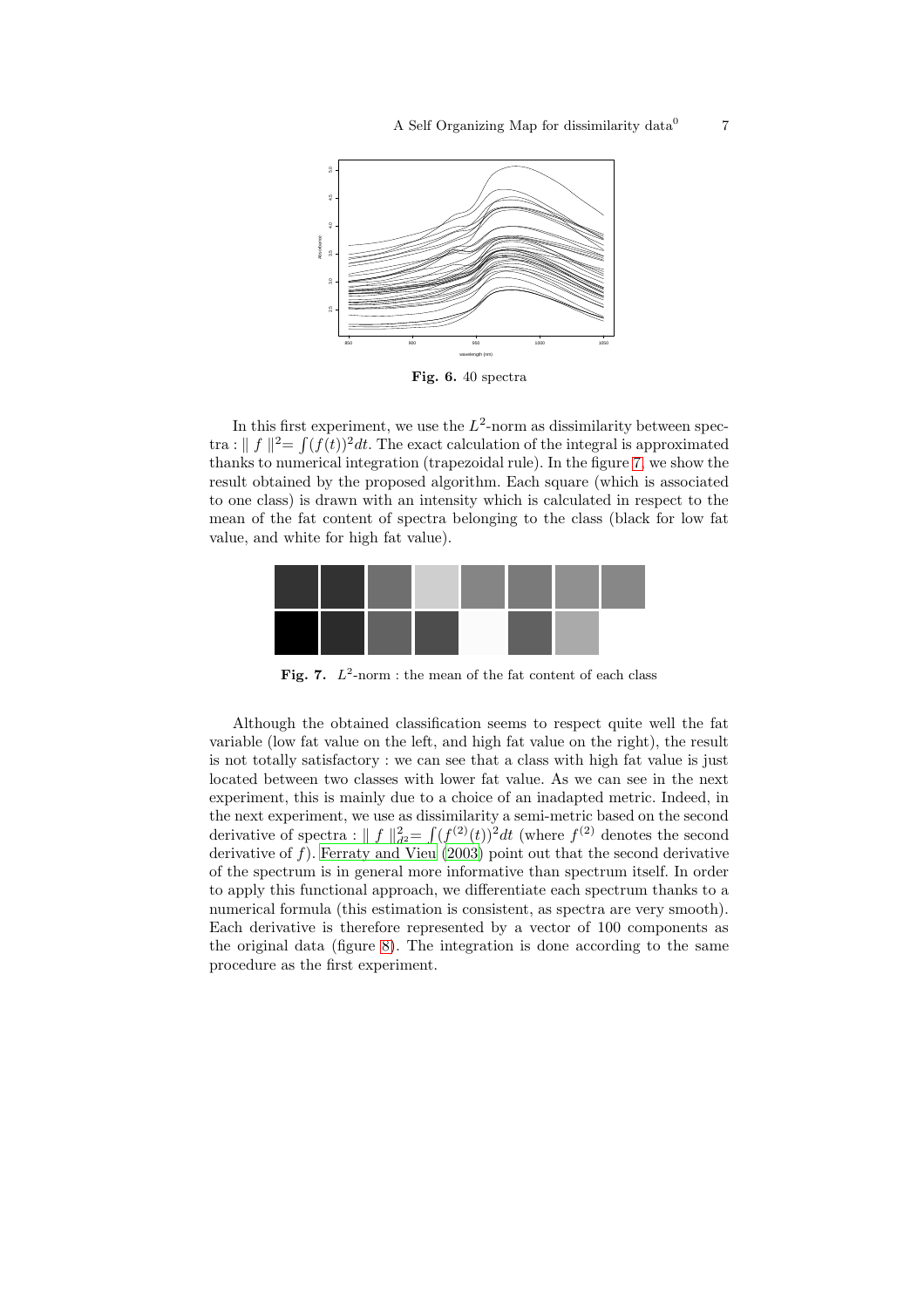Fig. 6. 40 spectra

In this first experiment, we use the $L^2$-norm as dissimilarity between spectra : $\| f \|^2 = \int (f(t))^2 dt$. The exact calculation of the integral is approximated thanks to numerical integration (trapezoidal rule). In the figure 7, we show the result obtained by the proposed algorithm. Each square (which is associated to one class) is drawn with an intensity which is calculated in respect to the mean of the fat content of spectra belonging to the class (black for low fat value, and white for high fat value).

**Fig. 7.** $L^2$-norm : the mean of the fat content of each class

Although the obtained classification seems to respect quite well the fat variable (low fat value on the left, and high fat value on the right), the result is not totally satisfactory : we can see that a class with high fat value is just located between two classes with lower fat value. As we can see in the next experiment, this is mainly due to a choice of an inadapted metric. Indeed, in the next experiment, we use as dissimilarity a semi-metric based on the second derivative of spectra : $\| f \|_{d^2}^2 = \int (f^{(2)}(t))^2 dt$ (where $f^{(2)}$ denotes the second derivative of $f$). Ferraty and Vieu (2003) point out that the second derivative of the spectrum is in general more informative than spectrum itself. In order to apply this functional approach, we differentiate each spectrum thanks to a numerical formula (this estimation is consistent, as spectra are very smooth). Each derivative is therefore represented by a vector of 100 components as the original data (figure 8). The integration is done according to the same procedure as the first experiment.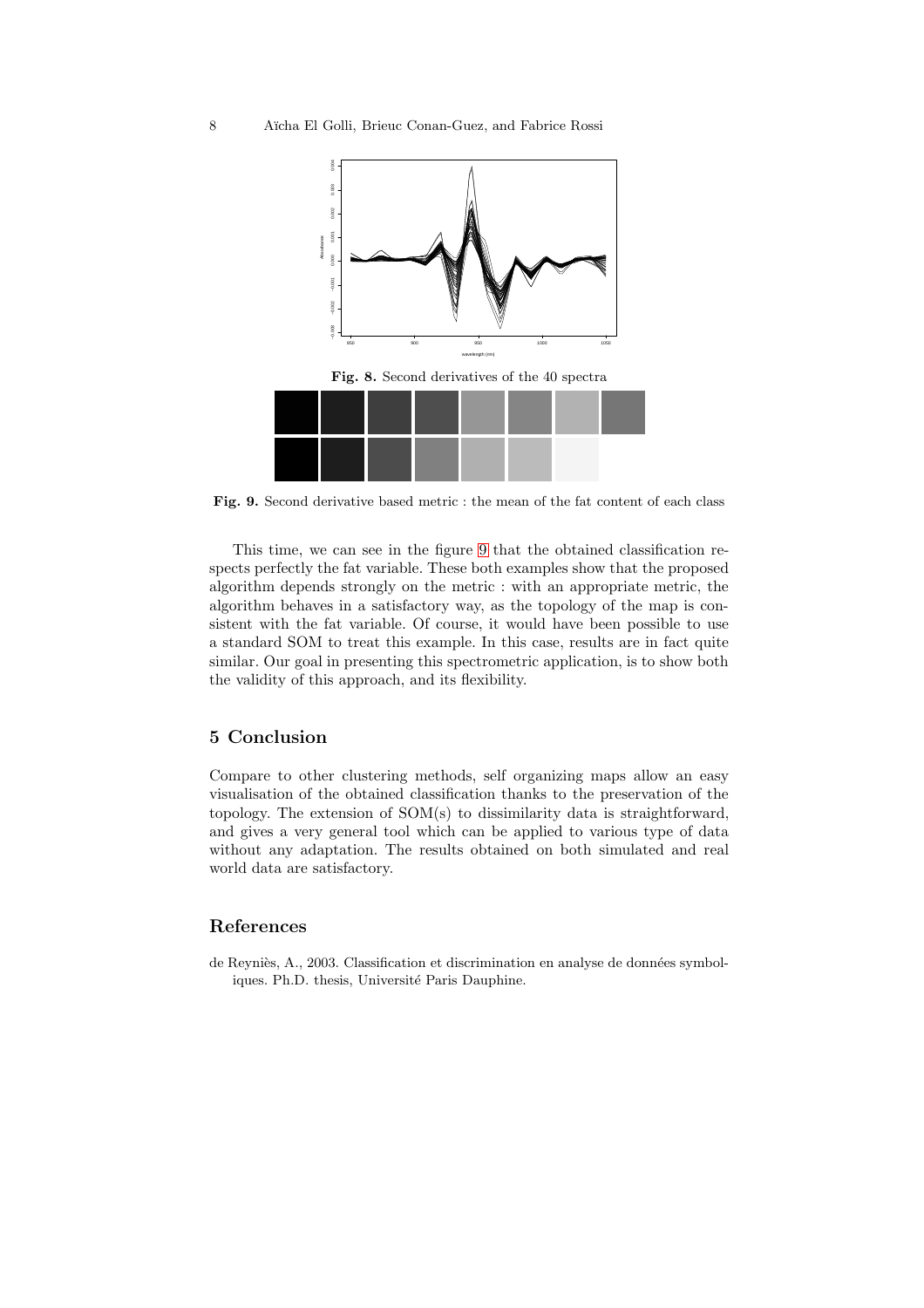Fig. 8. Second derivatives of the 40 spectra

Fig. 9. Second derivative based metric : the mean of the fat content of each class

This time, we can see in the figure 9 that the obtained classification respects perfectly the fat variable. These both examples show that the proposed algorithm depends strongly on the metric : with an appropriate metric, the algorithm behaves in a satisfactory way, as the topology of the map is consistent with the fat variable. Of course, it would have been possible to use a standard SOM to treat this example. In this case, results are in fact quite similar. Our goal in presenting this spectrometric application, is to show both the validity of this approach, and its flexibility.

## 5 Conclusion

Compare to other clustering methods, self organizing maps allow an easy visualisation of the obtained classification thanks to the preservation of the topology. The extension of SOM(s) to dissimilarity data is straightforward, and gives a very general tool which can be applied to various type of data without any adaptation. The results obtained on both simulated and real world data are satisfactory.

## References

de Reyniès, A., 2003. Classification et discrimination en analyse de données symboliques. Ph.D. thesis, Université Paris Dauphine.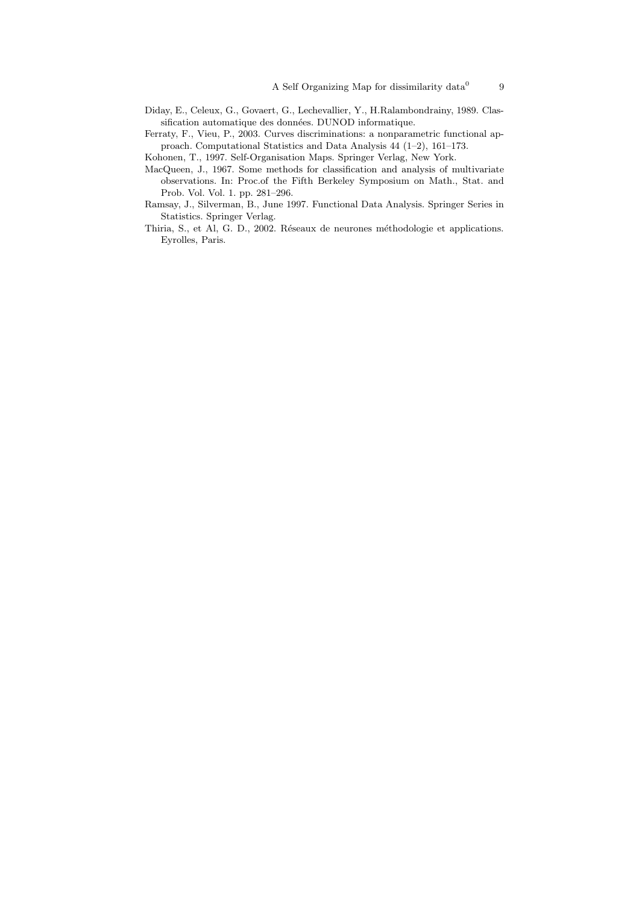Diday, E., Celeux, G., Govaert, G., Lechevallier, Y., H.Ralambondrainy, 1989. Classification automatique des données. DUNOD informatique.

Ferraty, F., Vieu, P., 2003. Curves discriminations: a nonparametric functional approach. Computational Statistics and Data Analysis 44 (1–2), 161–173.

Kohonen, T., 1997. Self-Organisation Maps. Springer Verlag, New York.

MacQueen, J., 1967. Some methods for classification and analysis of multivariate observations. In: Proc.of the Fifth Berkeley Symposium on Math., Stat. and Prob. Vol. Vol. 1. pp. 281–296.

Ramsay, J., Silverman, B., June 1997. Functional Data Analysis. Springer Series in Statistics. Springer Verlag.

Thiria, S., et Al, G. D., 2002. Réseaux de neurones méthodologie et applications. Eyrolles, Paris.